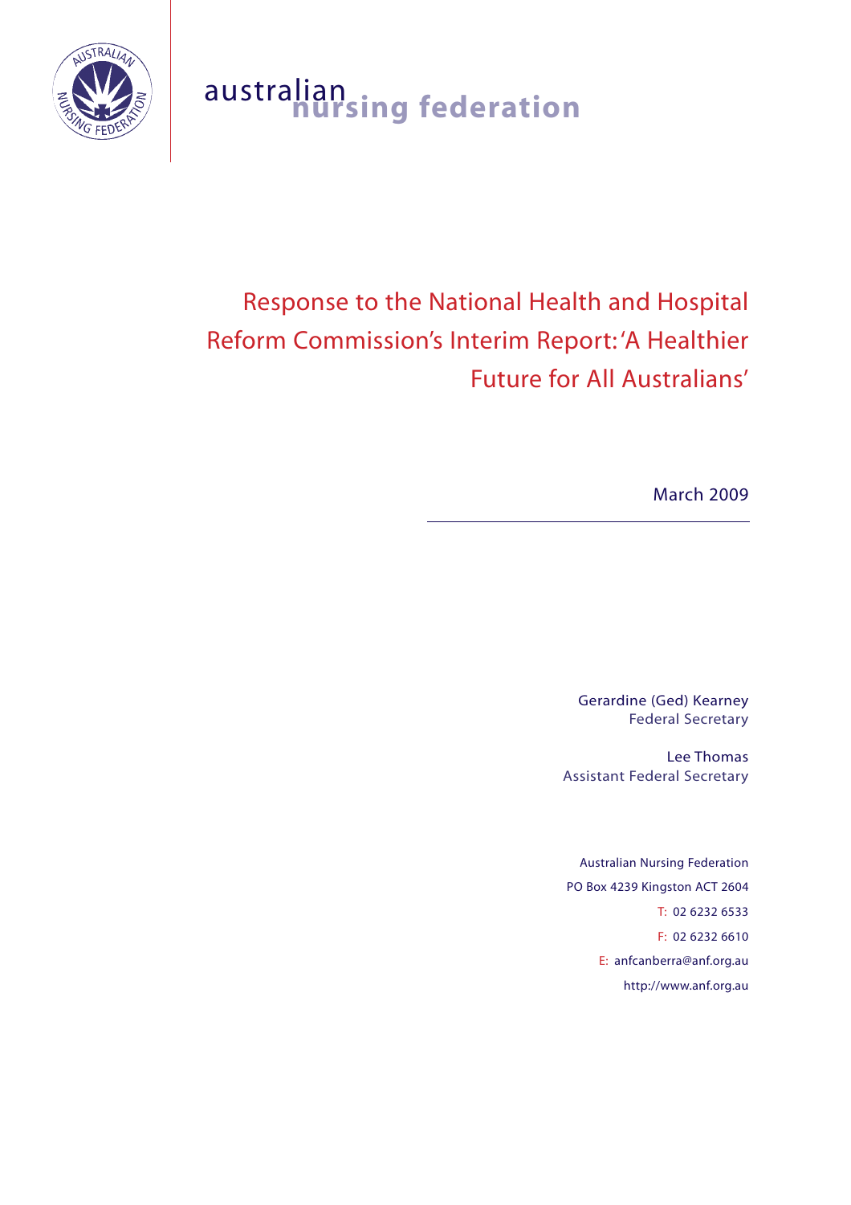australian nursing federation

# Response to the National Health and Hospital Reform Commission's Interim Report: 'A Healthier Future for All Australians'

March 2009

Gerardine (Ged) Kearney
Federal Secretary

Lee Thomas
Assistant Federal Secretary

Australian Nursing Federation
PO Box 4239 Kingston ACT 2604
T: 02 6232 6533
F: 02 6232 6610
E: anfcanberra@anf.org.au
http://www.anf.org.au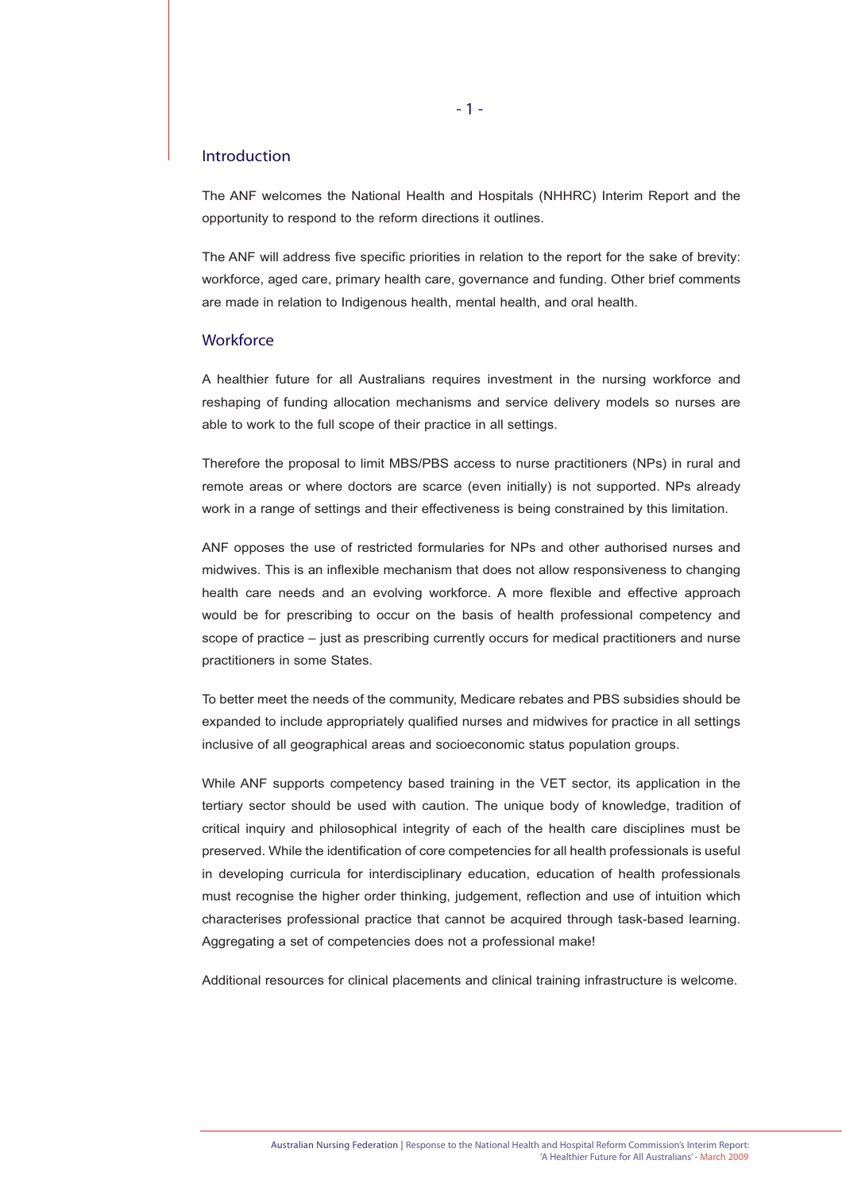## Introduction

The ANF welcomes the National Health and Hospitals (NHHRC) Interim Report and the opportunity to respond to the reform directions it outlines.

The ANF will address five specific priorities in relation to the report for the sake of brevity: workforce, aged care, primary health care, governance and funding. Other brief comments are made in relation to Indigenous health, mental health, and oral health.

## Workforce

A healthier future for all Australians requires investment in the nursing workforce and reshaping of funding allocation mechanisms and service delivery models so nurses are able to work to the full scope of their practice in all settings.

Therefore the proposal to limit MBS/PBS access to nurse practitioners (NPs) in rural and remote areas or where doctors are scarce (even initially) is not supported. NPs already work in a range of settings and their effectiveness is being constrained by this limitation.

ANF opposes the use of restricted formularies for NPs and other authorised nurses and midwives. This is an inflexible mechanism that does not allow responsiveness to changing health care needs and an evolving workforce. A more flexible and effective approach would be for prescribing to occur on the basis of health professional competency and scope of practice – just as prescribing currently occurs for medical practitioners and nurse practitioners in some States.

To better meet the needs of the community, Medicare rebates and PBS subsidies should be expanded to include appropriately qualified nurses and midwives for practice in all settings inclusive of all geographical areas and socioeconomic status population groups.

While ANF supports competency based training in the VET sector, its application in the tertiary sector should be used with caution. The unique body of knowledge, tradition of critical inquiry and philosophical integrity of each of the health care disciplines must be preserved. While the identification of core competencies for all health professionals is useful in developing curricula for interdisciplinary education, education of health professionals must recognise the higher order thinking, judgement, reflection and use of intuition which characterises professional practice that cannot be acquired through task-based learning. Aggregating a set of competencies does not a professional make!

Additional resources for clinical placements and clinical training infrastructure is welcome.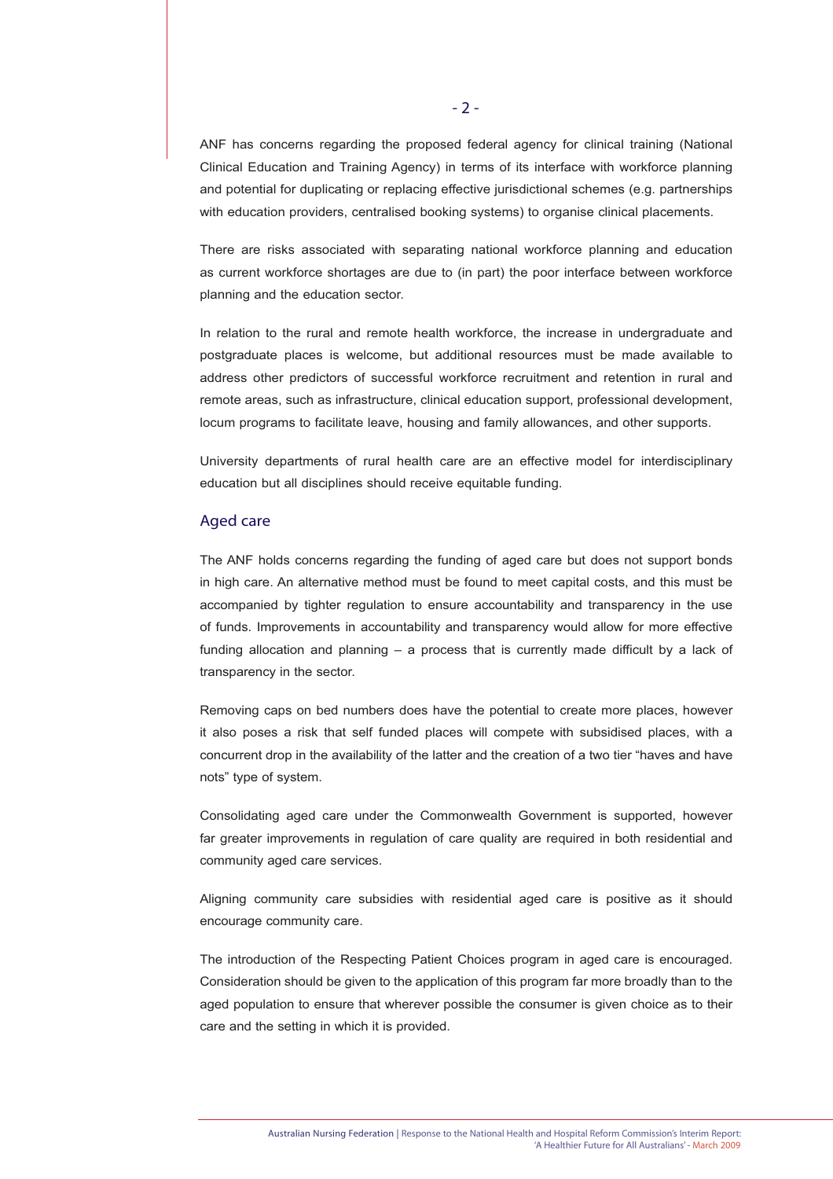ANF has concerns regarding the proposed federal agency for clinical training (National Clinical Education and Training Agency) in terms of its interface with workforce planning and potential for duplicating or replacing effective jurisdictional schemes (e.g. partnerships with education providers, centralised booking systems) to organise clinical placements.

There are risks associated with separating national workforce planning and education as current workforce shortages are due to (in part) the poor interface between workforce planning and the education sector.

In relation to the rural and remote health workforce, the increase in undergraduate and postgraduate places is welcome, but additional resources must be made available to address other predictors of successful workforce recruitment and retention in rural and remote areas, such as infrastructure, clinical education support, professional development, locum programs to facilitate leave, housing and family allowances, and other supports.

University departments of rural health care are an effective model for interdisciplinary education but all disciplines should receive equitable funding.

## Aged care

The ANF holds concerns regarding the funding of aged care but does not support bonds in high care. An alternative method must be found to meet capital costs, and this must be accompanied by tighter regulation to ensure accountability and transparency in the use of funds. Improvements in accountability and transparency would allow for more effective funding allocation and planning – a process that is currently made difficult by a lack of transparency in the sector.

Removing caps on bed numbers does have the potential to create more places, however it also poses a risk that self funded places will compete with subsidised places, with a concurrent drop in the availability of the latter and the creation of a two tier "haves and have nots" type of system.

Consolidating aged care under the Commonwealth Government is supported, however far greater improvements in regulation of care quality are required in both residential and community aged care services.

Aligning community care subsidies with residential aged care is positive as it should encourage community care.

The introduction of the Respecting Patient Choices program in aged care is encouraged. Consideration should be given to the application of this program far more broadly than to the aged population to ensure that wherever possible the consumer is given choice as to their care and the setting in which it is provided.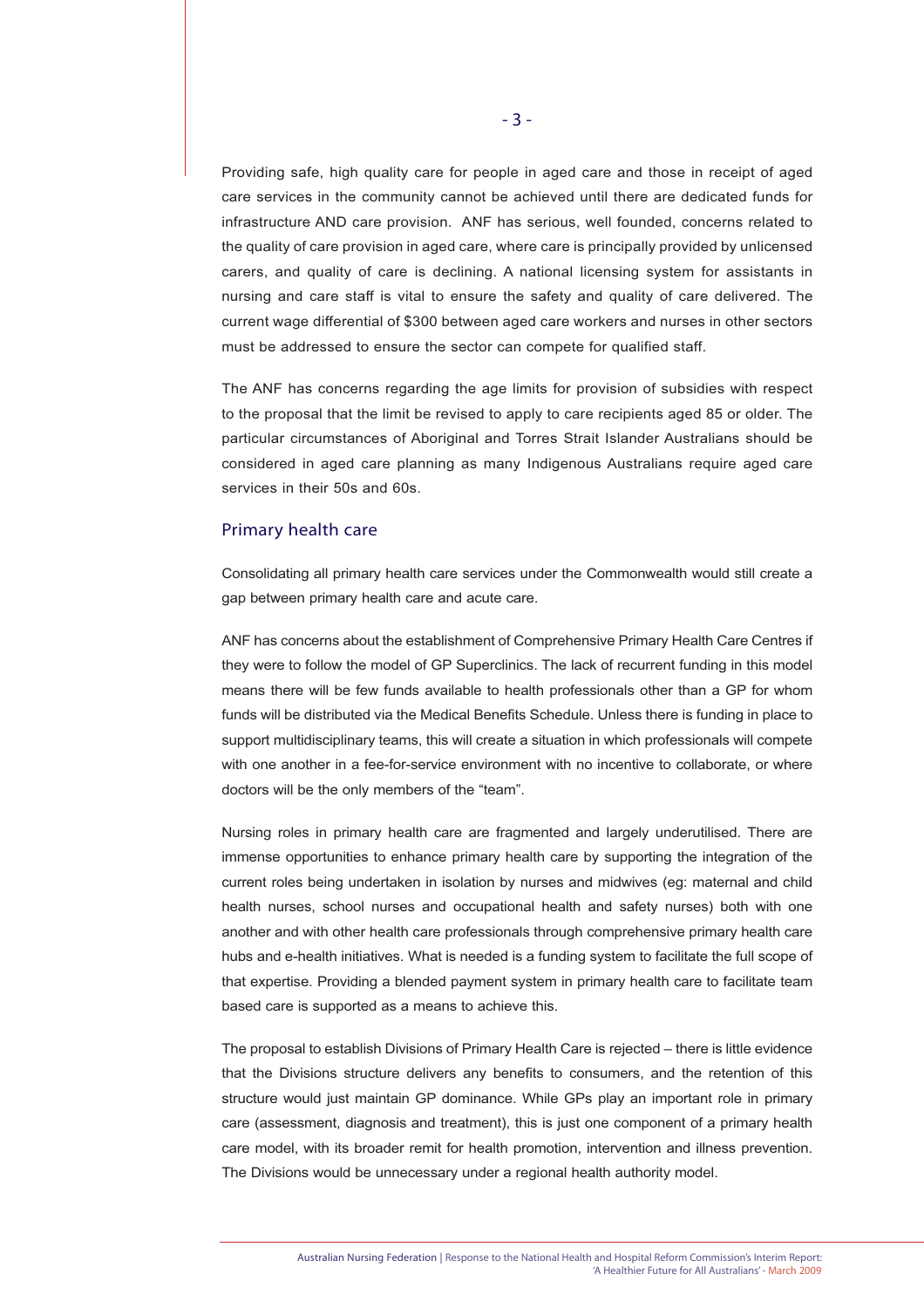Providing safe, high quality care for people in aged care and those in receipt of aged care services in the community cannot be achieved until there are dedicated funds for infrastructure AND care provision. ANF has serious, well founded, concerns related to the quality of care provision in aged care, where care is principally provided by unlicensed carers, and quality of care is declining. A national licensing system for assistants in nursing and care staff is vital to ensure the safety and quality of care delivered. The current wage differential of $300 between aged care workers and nurses in other sectors must be addressed to ensure the sector can compete for qualified staff.

The ANF has concerns regarding the age limits for provision of subsidies with respect to the proposal that the limit be revised to apply to care recipients aged 85 or older. The particular circumstances of Aboriginal and Torres Strait Islander Australians should be considered in aged care planning as many Indigenous Australians require aged care services in their 50s and 60s.

## Primary health care

Consolidating all primary health care services under the Commonwealth would still create a gap between primary health care and acute care.

ANF has concerns about the establishment of Comprehensive Primary Health Care Centres if they were to follow the model of GP Superclinics. The lack of recurrent funding in this model means there will be few funds available to health professionals other than a GP for whom funds will be distributed via the Medical Benefits Schedule. Unless there is funding in place to support multidisciplinary teams, this will create a situation in which professionals will compete with one another in a fee-for-service environment with no incentive to collaborate, or where doctors will be the only members of the "team".

Nursing roles in primary health care are fragmented and largely underutilised. There are immense opportunities to enhance primary health care by supporting the integration of the current roles being undertaken in isolation by nurses and midwives (eg: maternal and child health nurses, school nurses and occupational health and safety nurses) both with one another and with other health care professionals through comprehensive primary health care hubs and e-health initiatives. What is needed is a funding system to facilitate the full scope of that expertise. Providing a blended payment system in primary health care to facilitate team based care is supported as a means to achieve this.

The proposal to establish Divisions of Primary Health Care is rejected – there is little evidence that the Divisions structure delivers any benefits to consumers, and the retention of this structure would just maintain GP dominance. While GPs play an important role in primary care (assessment, diagnosis and treatment), this is just one component of a primary health care model, with its broader remit for health promotion, intervention and illness prevention. The Divisions would be unnecessary under a regional health authority model.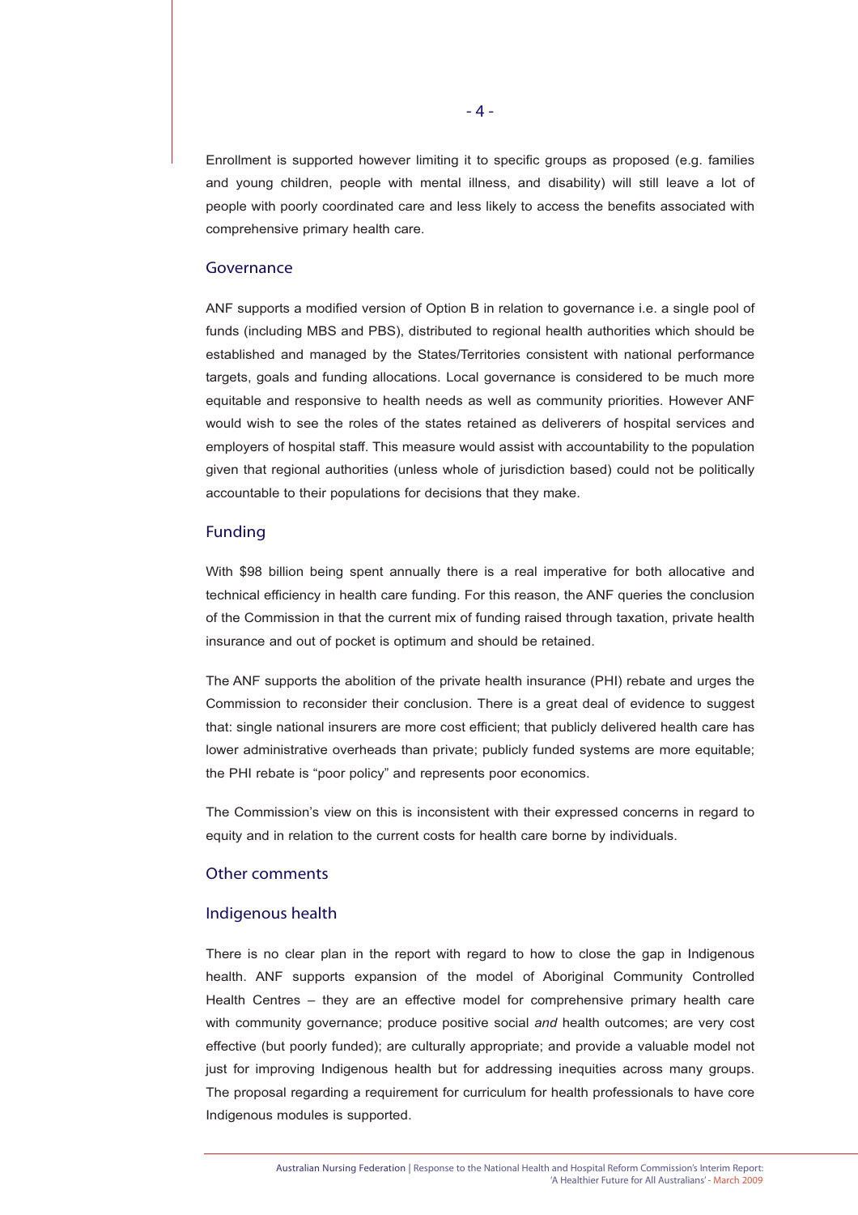Enrollment is supported however limiting it to specific groups as proposed (e.g. families and young children, people with mental illness, and disability) will still leave a lot of people with poorly coordinated care and less likely to access the benefits associated with comprehensive primary health care.

## Governance

ANF supports a modified version of Option B in relation to governance i.e. a single pool of funds (including MBS and PBS), distributed to regional health authorities which should be established and managed by the States/Territories consistent with national performance targets, goals and funding allocations. Local governance is considered to be much more equitable and responsive to health needs as well as community priorities. However ANF would wish to see the roles of the states retained as deliverers of hospital services and employers of hospital staff. This measure would assist with accountability to the population given that regional authorities (unless whole of jurisdiction based) could not be politically accountable to their populations for decisions that they make.

## Funding

With $98 billion being spent annually there is a real imperative for both allocative and technical efficiency in health care funding. For this reason, the ANF queries the conclusion of the Commission in that the current mix of funding raised through taxation, private health insurance and out of pocket is optimum and should be retained.

The ANF supports the abolition of the private health insurance (PHI) rebate and urges the Commission to reconsider their conclusion. There is a great deal of evidence to suggest that: single national insurers are more cost efficient; that publicly delivered health care has lower administrative overheads than private; publicly funded systems are more equitable; the PHI rebate is "poor policy" and represents poor economics.

The Commission's view on this is inconsistent with their expressed concerns in regard to equity and in relation to the current costs for health care borne by individuals.

## Other comments

## Indigenous health

There is no clear plan in the report with regard to how to close the gap in Indigenous health. ANF supports expansion of the model of Aboriginal Community Controlled Health Centres – they are an effective model for comprehensive primary health care with community governance; produce positive social *and* health outcomes; are very cost effective (but poorly funded); are culturally appropriate; and provide a valuable model not just for improving Indigenous health but for addressing inequities across many groups. The proposal regarding a requirement for curriculum for health professionals to have core Indigenous modules is supported.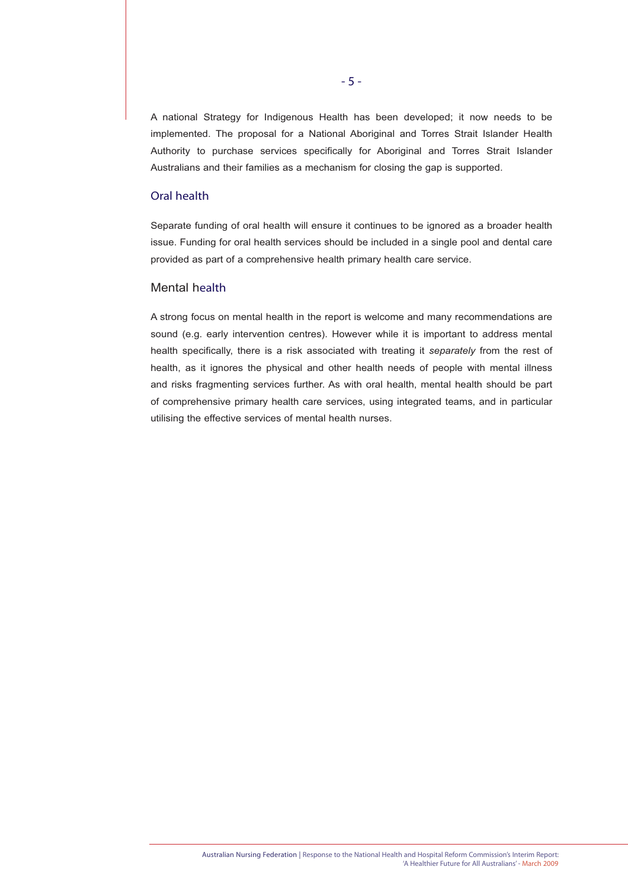A national Strategy for Indigenous Health has been developed; it now needs to be implemented. The proposal for a National Aboriginal and Torres Strait Islander Health Authority to purchase services specifically for Aboriginal and Torres Strait Islander Australians and their families as a mechanism for closing the gap is supported.

## Oral health

Separate funding of oral health will ensure it continues to be ignored as a broader health issue. Funding for oral health services should be included in a single pool and dental care provided as part of a comprehensive health primary health care service.

## Mental health

A strong focus on mental health in the report is welcome and many recommendations are sound (e.g. early intervention centres). However while it is important to address mental health specifically, there is a risk associated with treating it *separately* from the rest of health, as it ignores the physical and other health needs of people with mental illness and risks fragmenting services further. As with oral health, mental health should be part of comprehensive primary health care services, using integrated teams, and in particular utilising the effective services of mental health nurses.